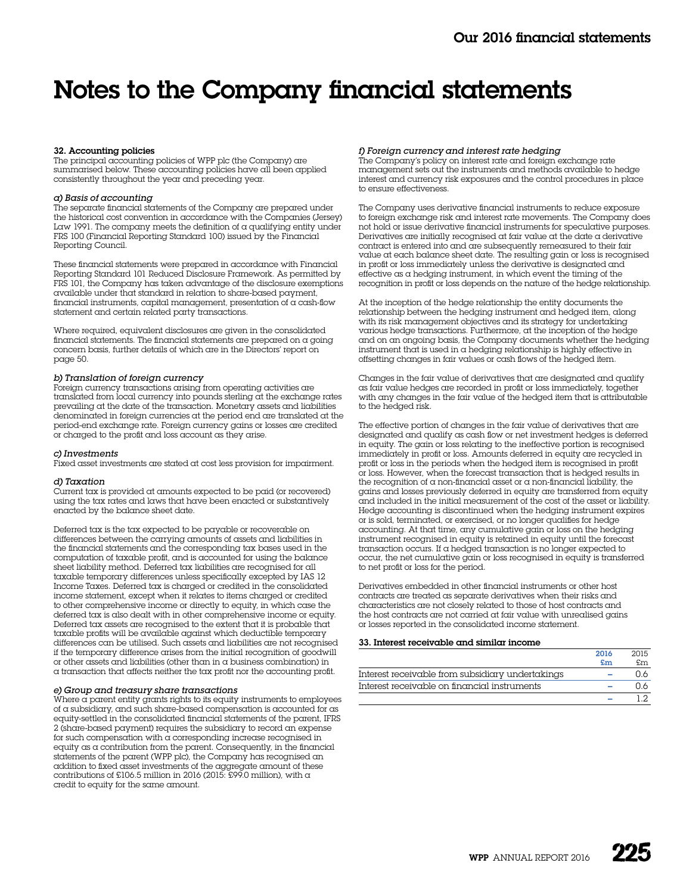# Notes to the Company financial statements

### 32. Accounting policies

The principal accounting policies of WPP plc (the Company) are summarised below. These accounting policies have all been applied consistently throughout the year and preceding year.

*a) Basis of accounting*

The separate financial statements of the Company are prepared under the historical cost convention in accordance with the Companies (Jersey) Law 1991. The company meets the definition of a qualifying entity under FRS 100 (Financial Reporting Standard 100) issued by the Financial Reporting Council.

These financial statements were prepared in accordance with Financial Reporting Standard 101 Reduced Disclosure Framework. As permitted by FRS 101, the Company has taken advantage of the disclosure exemptions available under that standard in relation to share-based payment, financial instruments, capital management, presentation of a cash-flow statement and certain related party transactions.

Where required, equivalent disclosures are given in the consolidated financial statements. The financial statements are prepared on a going concern basis, further details of which are in the Directors' report on page 50.

*b) Translation of foreign currency*

Foreign currency transactions arising from operating activities are translated from local currency into pounds sterling at the exchange rates prevailing at the date of the transaction. Monetary assets and liabilities denominated in foreign currencies at the period end are translated at the period-end exchange rate. Foreign currency gains or losses are credited or charged to the profit and loss account as they arise.

*c) Investments*

Fixed asset investments are stated at cost less provision for impairment.

*d) Taxation*

Current tax is provided at amounts expected to be paid (or recovered) using the tax rates and laws that have been enacted or substantively enacted by the balance sheet date.

Deferred tax is the tax expected to be payable or recoverable on differences between the carrying amounts of assets and liabilities in the financial statements and the corresponding tax bases used in the computation of taxable profit, and is accounted for using the balance sheet liability method. Deferred tax liabilities are recognised for all taxable temporary differences unless specifically excepted by IAS 12 Income Taxes. Deferred tax is charged or credited in the consolidated income statement, except when it relates to items charged or credited to other comprehensive income or directly to equity, in which case the deferred tax is also dealt with in other comprehensive income or equity. Deferred tax assets are recognised to the extent that it is probable that taxable profits will be available against which deductible temporary differences can be utilised. Such assets and liabilities are not recognised if the temporary difference arises from the initial recognition of goodwill or other assets and liabilities (other than in a business combination) in a transaction that affects neither the tax profit nor the accounting profit.

*e) Group and treasury share transactions*

Where a parent entity grants rights to its equity instruments to employees of a subsidiary, and such share-based compensation is accounted for as equity-settled in the consolidated financial statements of the parent, IFRS 2 (share-based payment) requires the subsidiary to record an expense for such compensation with a corresponding increase recognised in equity as a contribution from the parent. Consequently, in the financial statements of the parent (WPP plc), the Company has recognised an addition to fixed asset investments of the aggregate amount of these contributions of £106.5 million in 2016 (2015: £99.0 million), with a credit to equity for the same amount.

*f) Foreign currency and interest rate hedging*

The Company's policy on interest rate and foreign exchange rate management sets out the instruments and methods available to hedge interest and currency risk exposures and the control procedures in place to ensure effectiveness.

The Company uses derivative financial instruments to reduce exposure to foreign exchange risk and interest rate movements. The Company does not hold or issue derivative financial instruments for speculative purposes. Derivatives are initially recognised at fair value at the date a derivative contract is entered into and are subsequently remeasured to their fair value at each balance sheet date. The resulting gain or loss is recognised in profit or loss immediately unless the derivative is designated and effective as a hedging instrument, in which event the timing of the recognition in profit or loss depends on the nature of the hedge relationship.

At the inception of the hedge relationship the entity documents the relationship between the hedging instrument and hedged item, along with its risk management objectives and its strategy for undertaking various hedge transactions. Furthermore, at the inception of the hedge and on an ongoing basis, the Company documents whether the hedging instrument that is used in a hedging relationship is highly effective in offsetting changes in fair values or cash flows of the hedged item.

Changes in the fair value of derivatives that are designated and qualify as fair value hedges are recorded in profit or loss immediately, together with any changes in the fair value of the hedged item that is attributable to the hedged risk.

The effective portion of changes in the fair value of derivatives that are designated and qualify as cash flow or net investment hedges is deferred in equity. The gain or loss relating to the ineffective portion is recognised immediately in profit or loss. Amounts deferred in equity are recycled in profit or loss in the periods when the hedged item is recognised in profit or loss. However, when the forecast transaction that is hedged results in the recognition of a non-financial asset or a non-financial liability, the gains and losses previously deferred in equity are transferred from equity and included in the initial measurement of the cost of the asset or liability. Hedge accounting is discontinued when the hedging instrument expires or is sold, terminated, or exercised, or no longer qualifies for hedge accounting. At that time, any cumulative gain or loss on the hedging instrument recognised in equity is retained in equity until the forecast transaction occurs. If a hedged transaction is no longer expected to occur, the net cumulative gain or loss recognised in equity is transferred to net profit or loss for the period.

Derivatives embedded in other financial instruments or other host contracts are treated as separate derivatives when their risks and characteristics are not closely related to those of host contracts and the host contracts are not carried at fair value with unrealised gains or losses reported in the consolidated income statement.

### 33. Interest receivable and similar income

| | 2016 £m | 2015 £m |
|---|---|---|
| Interest receivable from subsidiary undertakings | – | 0.6 |
| Interest receivable on financial instruments | – | 0.6 |
| | – | 1.2 |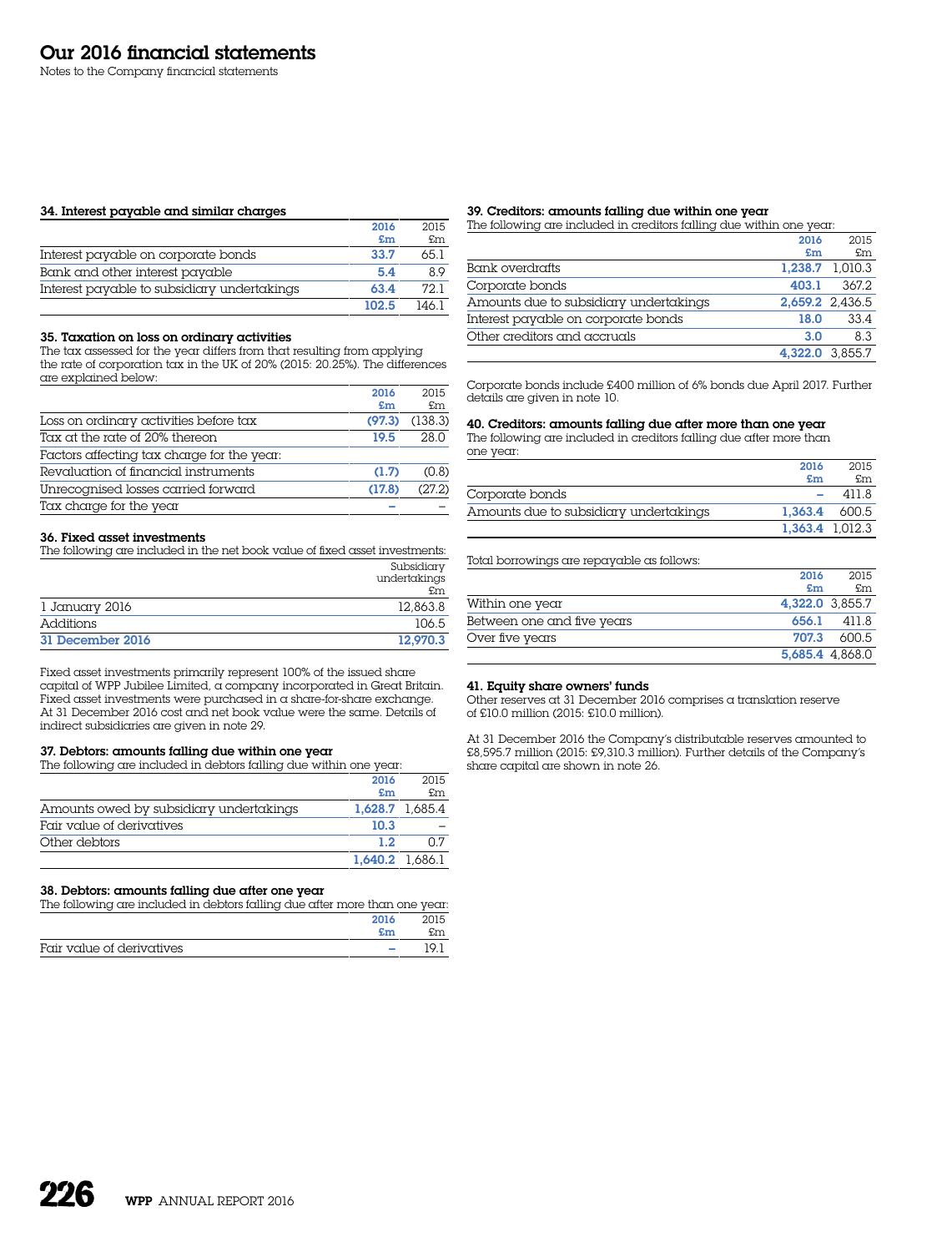# Our 2016 financial statements

Notes to the Company financial statements

### 34. Interest payable and similar charges

| | 2016 £m | 2015 £m |
|---|---|---|
| Interest payable on corporate bonds | 33.7 | 65.1 |
| Bank and other interest payable | 5.4 | 8.9 |
| Interest payable to subsidiary undertakings | 63.4 | 72.1 |
| | 102.5 | 146.1 |

### 35. Taxation on loss on ordinary activities

The tax assessed for the year differs from that resulting from applying the rate of corporation tax in the UK of 20% (2015: 20.25%). The differences are explained below:

| | 2016 £m | 2015 £m |
|---|---|---|
| Loss on ordinary activities before tax | (97.3) | (138.3) |
| Tax at the rate of 20% thereon | 19.5 | 28.0 |
| Factors affecting tax charge for the year: | | |
| Revaluation of financial instruments | (1.7) | (0.8) |
| Unrecognised losses carried forward | (17.8) | (27.2) |
| Tax charge for the year | – | – |

### 36. Fixed asset investments

The following are included in the net book value of fixed asset investments:

| | Subsidiary undertakings £m |
|---|---|
| 1 January 2016 | 12,863.8 |
| Additions | 106.5 |
| **31 December 2016** | **12,970.3** |

Fixed asset investments primarily represent 100% of the issued share capital of WPP Jubilee Limited, a company incorporated in Great Britain. Fixed asset investments were purchased in a share-for-share exchange. At 31 December 2016 cost and net book value were the same. Details of indirect subsidiaries are given in note 29.

### 37. Debtors: amounts falling due within one year

The following are included in debtors falling due within one year:

| | 2016 £m | 2015 £m |
|---|---|---|
| Amounts owed by subsidiary undertakings | 1,628.7 | 1,685.4 |
| Fair value of derivatives | 10.3 | – |
| Other debtors | 1.2 | 0.7 |
| | 1,640.2 | 1,686.1 |

### 38. Debtors: amounts falling due after one year

The following are included in debtors falling due after more than one year:

| | 2016 £m | 2015 £m |
|---|---|---|
| Fair value of derivatives | – | 19.1 |

### 39. Creditors: amounts falling due within one year

The following are included in creditors falling due within one year:

| | 2016 £m | 2015 £m |
|---|---|---|
| Bank overdrafts | 1,238.7 | 1,010.3 |
| Corporate bonds | 403.1 | 367.2 |
| Amounts due to subsidiary undertakings | 2,659.2 | 2,436.5 |
| Interest payable on corporate bonds | 18.0 | 33.4 |
| Other creditors and accruals | 3.0 | 8.3 |
| | 4,322.0 | 3,855.7 |

Corporate bonds include £400 million of 6% bonds due April 2017. Further details are given in note 10.

### 40. Creditors: amounts falling due after more than one year

The following are included in creditors falling due after more than one year:

| | 2016 £m | 2015 £m |
|---|---|---|
| Corporate bonds | – | 411.8 |
| Amounts due to subsidiary undertakings | 1,363.4 | 600.5 |
| | 1,363.4 | 1,012.3 |

Total borrowings are repayable as follows:

| | 2016 £m | 2015 £m |
|---|---|---|
| Within one year | 4,322.0 | 3,855.7 |
| Between one and five years | 656.1 | 411.8 |
| Over five years | 707.3 | 600.5 |
| | 5,685.4 | 4,868.0 |

### 41. Equity share owners' funds

Other reserves at 31 December 2016 comprises a translation reserve of £10.0 million (2015: £10.0 million).

At 31 December 2016 the Company's distributable reserves amounted to £8,595.7 million (2015: £9,310.3 million). Further details of the Company's share capital are shown in note 26.